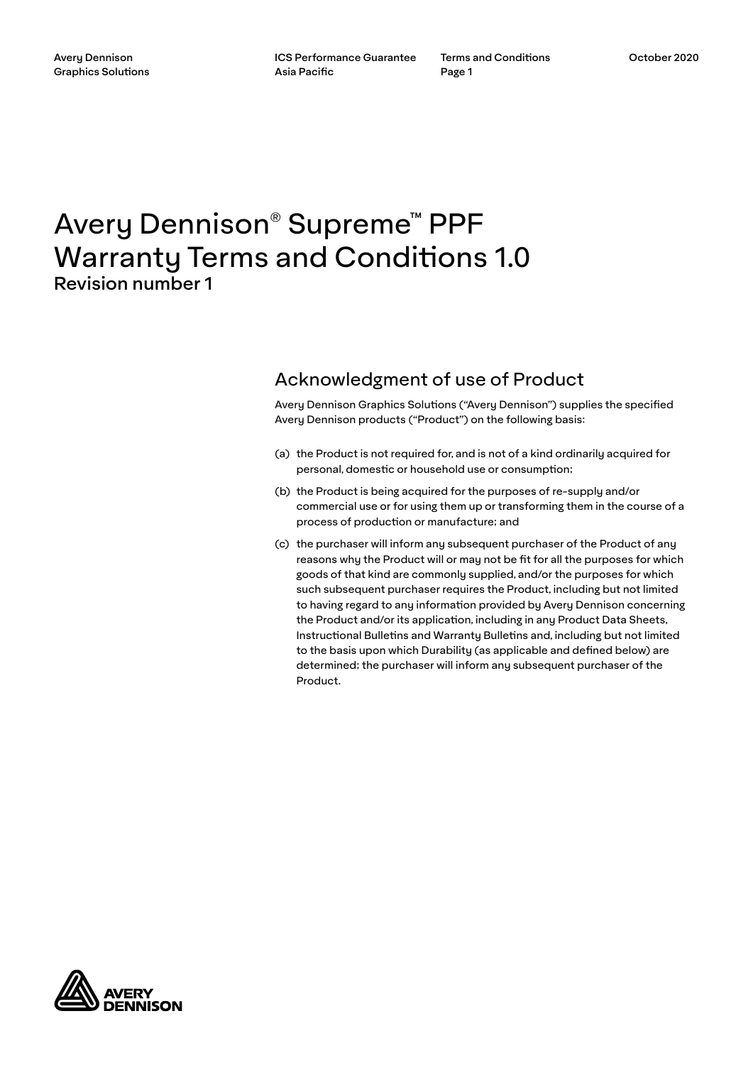# Avery Dennison® Supreme™ PPF Warranty Terms and Conditions 1.0

**Revision number 1**

## Acknowledgment of use of Product

Avery Dennison Graphics Solutions ("Avery Dennison") supplies the specified Avery Dennison products ("Product") on the following basis:

(a) the Product is not required for, and is not of a kind ordinarily acquired for personal, domestic or household use or consumption;

(b) the Product is being acquired for the purposes of re-supply and/or commercial use or for using them up or transforming them in the course of a process of production or manufacture; and

(c) the purchaser will inform any subsequent purchaser of the Product of any reasons why the Product will or may not be fit for all the purposes for which goods of that kind are commonly supplied, and/or the purposes for which such subsequent purchaser requires the Product, including but not limited to having regard to any information provided by Avery Dennison concerning the Product and/or its application, including in any Product Data Sheets, Instructional Bulletins and Warranty Bulletins and, including but not limited to the basis upon which Durability (as applicable and defined below) are determined; the purchaser will inform any subsequent purchaser of the Product.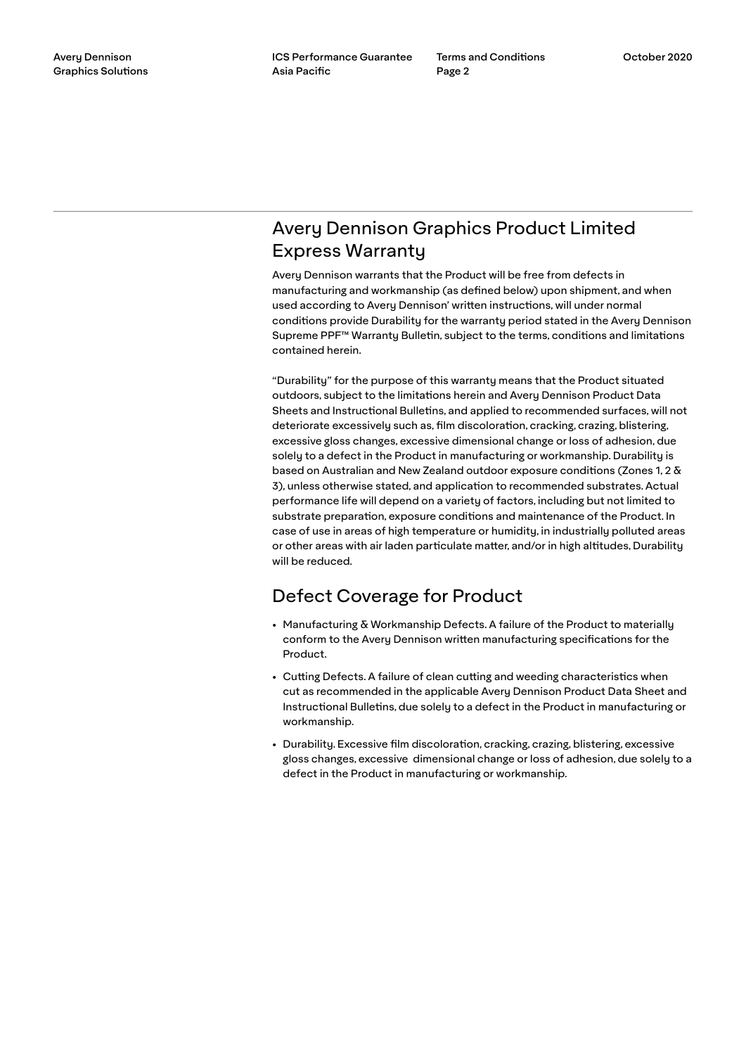## Avery Dennison Graphics Product Limited Express Warranty

Avery Dennison warrants that the Product will be free from defects in manufacturing and workmanship (as defined below) upon shipment, and when used according to Avery Dennison' written instructions, will under normal conditions provide Durability for the warranty period stated in the Avery Dennison Supreme PPF™ Warranty Bulletin, subject to the terms, conditions and limitations contained herein.

"Durability" for the purpose of this warranty means that the Product situated outdoors, subject to the limitations herein and Avery Dennison Product Data Sheets and Instructional Bulletins, and applied to recommended surfaces, will not deteriorate excessively such as, film discoloration, cracking, crazing, blistering, excessive gloss changes, excessive dimensional change or loss of adhesion, due solely to a defect in the Product in manufacturing or workmanship. Durability is based on Australian and New Zealand outdoor exposure conditions (Zones 1, 2 & 3), unless otherwise stated, and application to recommended substrates. Actual performance life will depend on a variety of factors, including but not limited to substrate preparation, exposure conditions and maintenance of the Product. In case of use in areas of high temperature or humidity, in industrially polluted areas or other areas with air laden particulate matter, and/or in high altitudes, Durability will be reduced.

## Defect Coverage for Product

- Manufacturing & Workmanship Defects. A failure of the Product to materially conform to the Avery Dennison written manufacturing specifications for the Product.
- Cutting Defects. A failure of clean cutting and weeding characteristics when cut as recommended in the applicable Avery Dennison Product Data Sheet and Instructional Bulletins, due solely to a defect in the Product in manufacturing or workmanship.
- Durability. Excessive film discoloration, cracking, crazing, blistering, excessive gloss changes, excessive dimensional change or loss of adhesion, due solely to a defect in the Product in manufacturing or workmanship.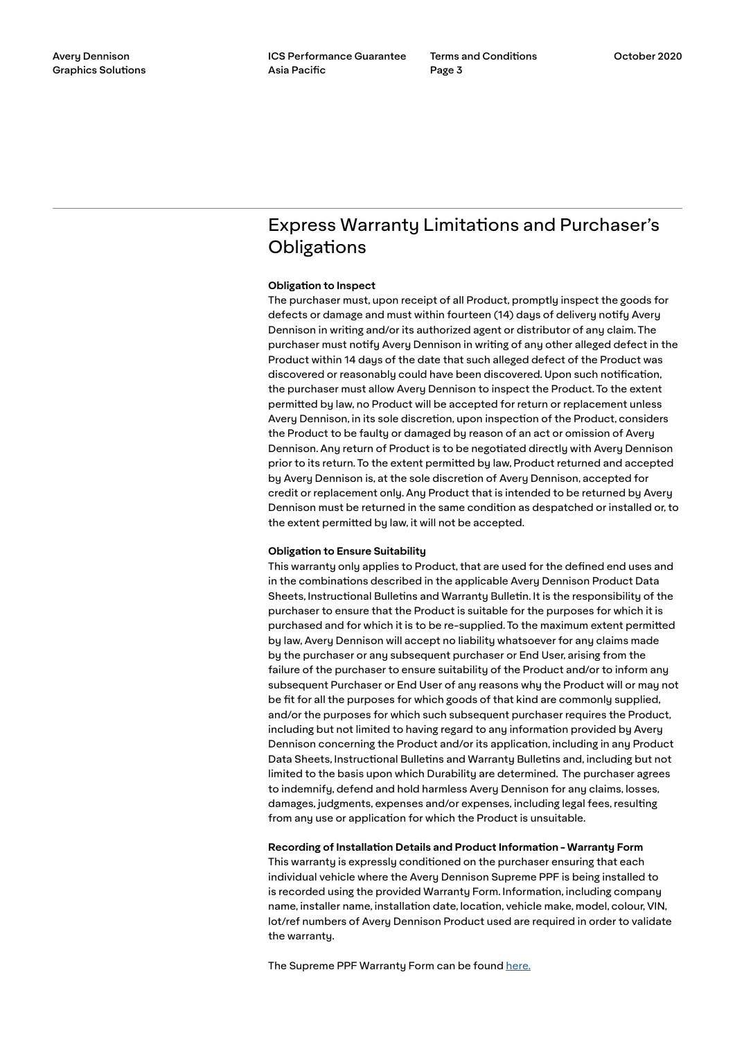## Express Warranty Limitations and Purchaser's Obligations

**Obligation to Inspect**

The purchaser must, upon receipt of all Product, promptly inspect the goods for defects or damage and must within fourteen (14) days of delivery notify Avery Dennison in writing and/or its authorized agent or distributor of any claim. The purchaser must notify Avery Dennison in writing of any other alleged defect in the Product within 14 days of the date that such alleged defect of the Product was discovered or reasonably could have been discovered. Upon such notification, the purchaser must allow Avery Dennison to inspect the Product. To the extent permitted by law, no Product will be accepted for return or replacement unless Avery Dennison, in its sole discretion, upon inspection of the Product, considers the Product to be faulty or damaged by reason of an act or omission of Avery Dennison. Any return of Product is to be negotiated directly with Avery Dennison prior to its return. To the extent permitted by law, Product returned and accepted by Avery Dennison is, at the sole discretion of Avery Dennison, accepted for credit or replacement only. Any Product that is intended to be returned by Avery Dennison must be returned in the same condition as despatched or installed or, to the extent permitted by law, it will not be accepted.

**Obligation to Ensure Suitability**

This warranty only applies to Product, that are used for the defined end uses and in the combinations described in the applicable Avery Dennison Product Data Sheets, Instructional Bulletins and Warranty Bulletin. It is the responsibility of the purchaser to ensure that the Product is suitable for the purposes for which it is purchased and for which it is to be re-supplied. To the maximum extent permitted by law, Avery Dennison will accept no liability whatsoever for any claims made by the purchaser or any subsequent purchaser or End User, arising from the failure of the purchaser to ensure suitability of the Product and/or to inform any subsequent Purchaser or End User of any reasons why the Product will or may not be fit for all the purposes for which goods of that kind are commonly supplied, and/or the purposes for which such subsequent purchaser requires the Product, including but not limited to having regard to any information provided by Avery Dennison concerning the Product and/or its application, including in any Product Data Sheets, Instructional Bulletins and Warranty Bulletins and, including but not limited to the basis upon which Durability are determined. The purchaser agrees to indemnify, defend and hold harmless Avery Dennison for any claims, losses, damages, judgments, expenses and/or expenses, including legal fees, resulting from any use or application for which the Product is unsuitable.

**Recording of Installation Details and Product Information – Warranty Form**

This warranty is expressly conditioned on the purchaser ensuring that each individual vehicle where the Avery Dennison Supreme PPF is being installed to is recorded using the provided Warranty Form. Information, including company name, installer name, installation date, location, vehicle make, model, colour, VIN, lot/ref numbers of Avery Dennison Product used are required in order to validate the warranty.

The Supreme PPF Warranty Form can be found here.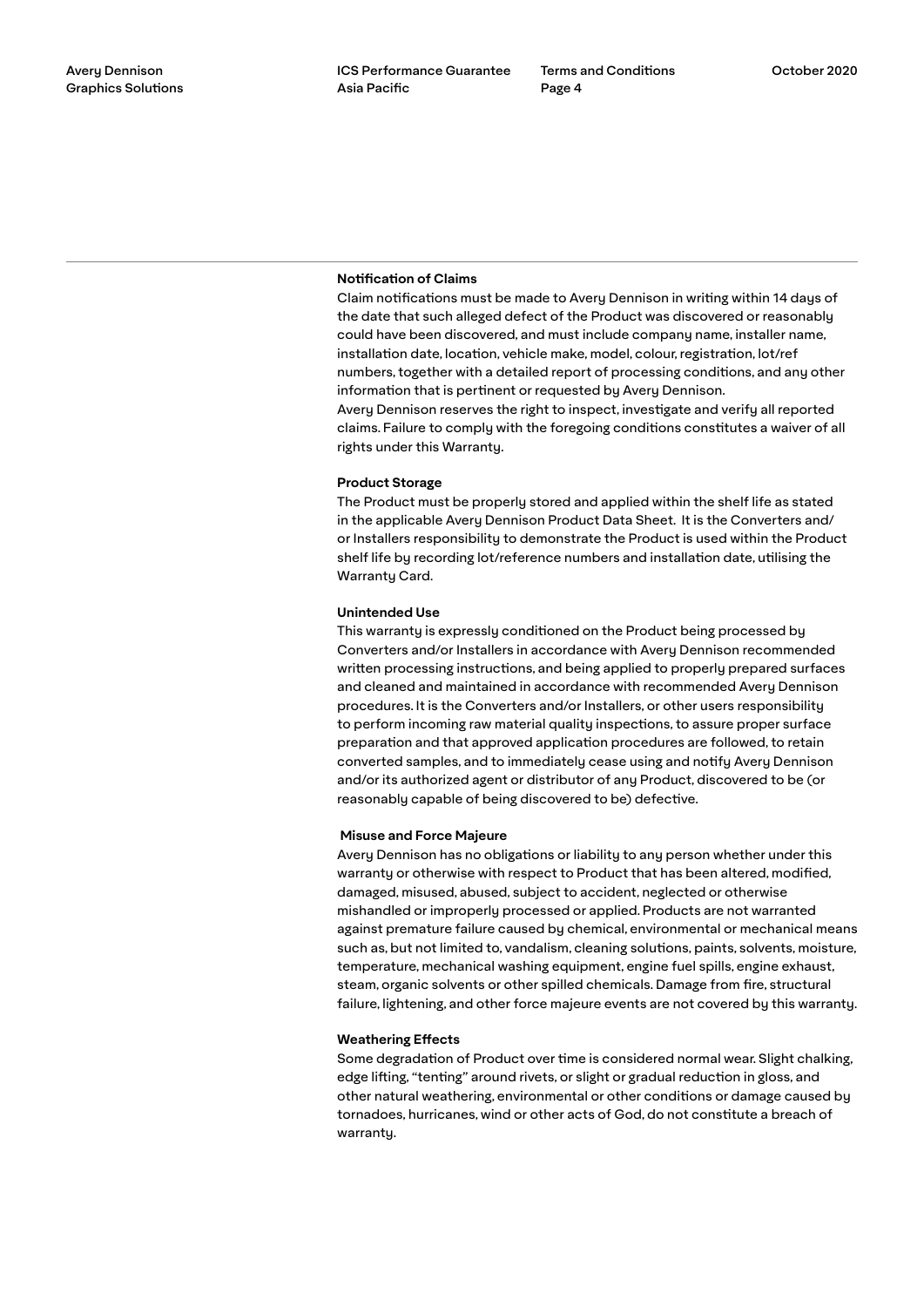### Notification of Claims

Claim notifications must be made to Avery Dennison in writing within 14 days of the date that such alleged defect of the Product was discovered or reasonably could have been discovered, and must include company name, installer name, installation date, location, vehicle make, model, colour, registration, lot/ref numbers, together with a detailed report of processing conditions, and any other information that is pertinent or requested by Avery Dennison.
Avery Dennison reserves the right to inspect, investigate and verify all reported claims. Failure to comply with the foregoing conditions constitutes a waiver of all rights under this Warranty.

### Product Storage

The Product must be properly stored and applied within the shelf life as stated in the applicable Avery Dennison Product Data Sheet. It is the Converters and/or Installers responsibility to demonstrate the Product is used within the Product shelf life by recording lot/reference numbers and installation date, utilising the Warranty Card.

### Unintended Use

This warranty is expressly conditioned on the Product being processed by Converters and/or Installers in accordance with Avery Dennison recommended written processing instructions, and being applied to properly prepared surfaces and cleaned and maintained in accordance with recommended Avery Dennison procedures. It is the Converters and/or Installers, or other users responsibility to perform incoming raw material quality inspections, to assure proper surface preparation and that approved application procedures are followed, to retain converted samples, and to immediately cease using and notify Avery Dennison and/or its authorized agent or distributor of any Product, discovered to be (or reasonably capable of being discovered to be) defective.

### Misuse and Force Majeure

Avery Dennison has no obligations or liability to any person whether under this warranty or otherwise with respect to Product that has been altered, modified, damaged, misused, abused, subject to accident, neglected or otherwise mishandled or improperly processed or applied. Products are not warranted against premature failure caused by chemical, environmental or mechanical means such as, but not limited to, vandalism, cleaning solutions, paints, solvents, moisture, temperature, mechanical washing equipment, engine fuel spills, engine exhaust, steam, organic solvents or other spilled chemicals. Damage from fire, structural failure, lightening, and other force majeure events are not covered by this warranty.

### Weathering Effects

Some degradation of Product over time is considered normal wear. Slight chalking, edge lifting, "tenting" around rivets, or slight or gradual reduction in gloss, and other natural weathering, environmental or other conditions or damage caused by tornadoes, hurricanes, wind or other acts of God, do not constitute a breach of warranty.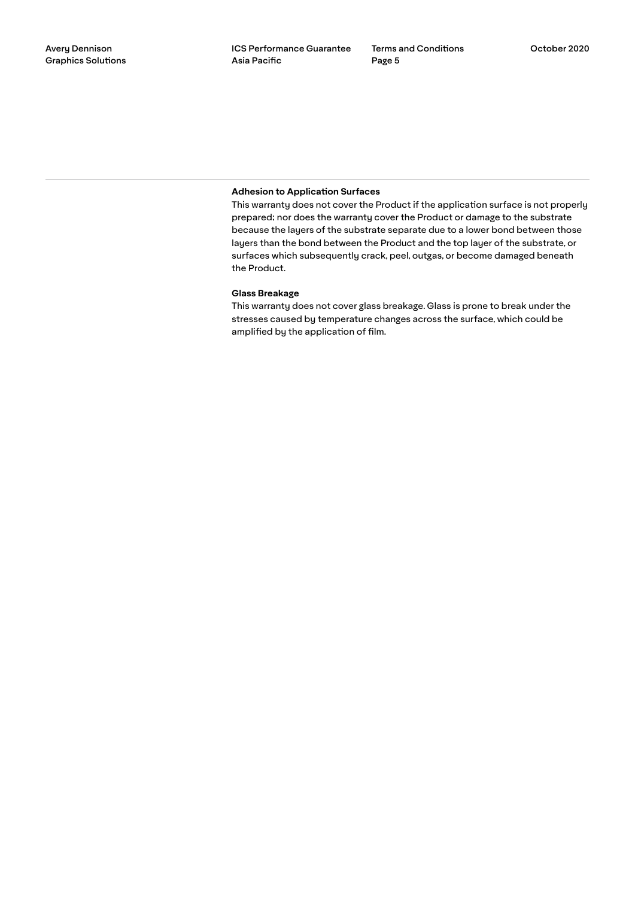**Adhesion to Application Surfaces**

This warranty does not cover the Product if the application surface is not properly prepared; nor does the warranty cover the Product or damage to the substrate because the layers of the substrate separate due to a lower bond between those layers than the bond between the Product and the top layer of the substrate, or surfaces which subsequently crack, peel, outgas, or become damaged beneath the Product.

**Glass Breakage**

This warranty does not cover glass breakage. Glass is prone to break under the stresses caused by temperature changes across the surface, which could be amplified by the application of film.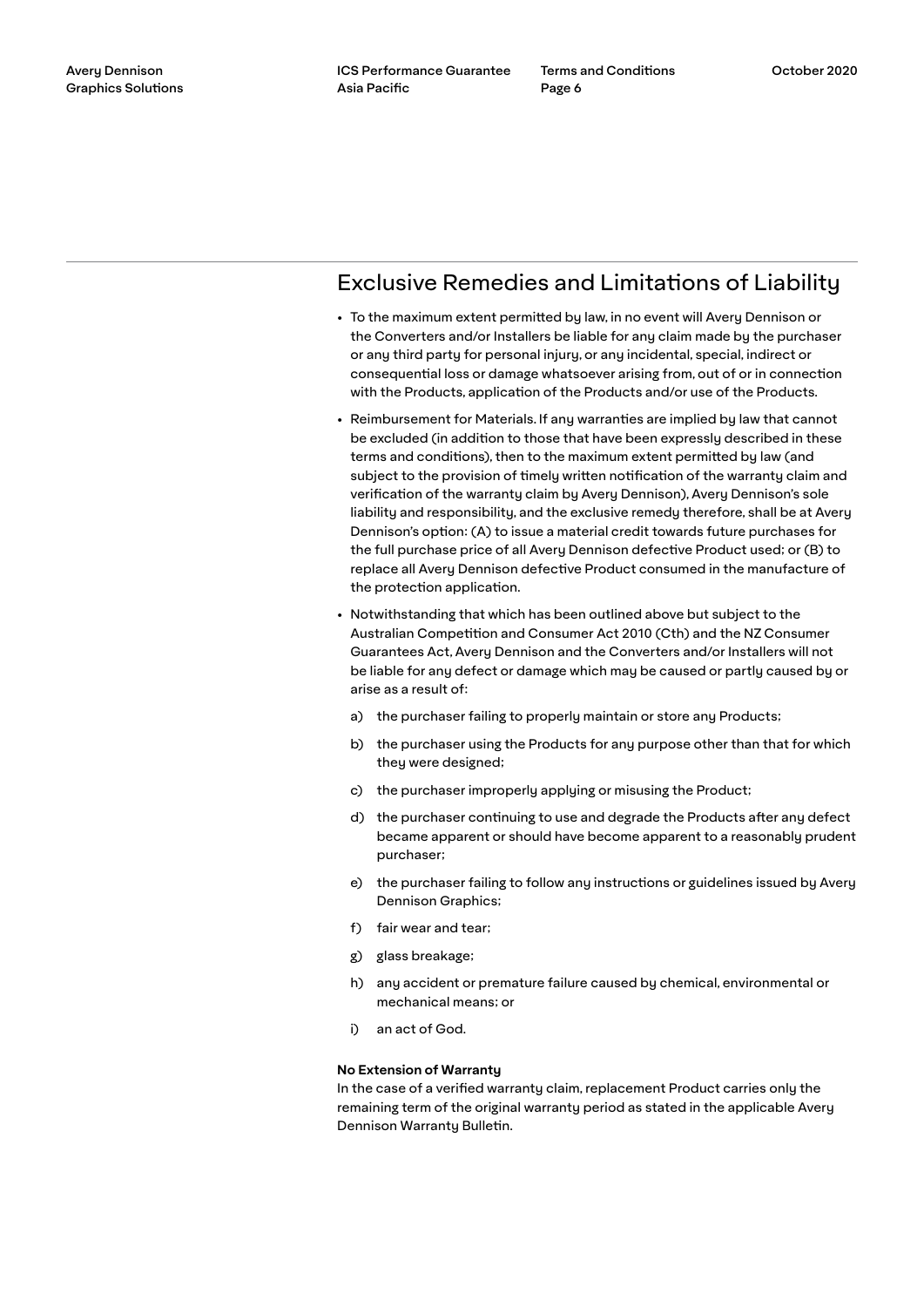## Exclusive Remedies and Limitations of Liability

- To the maximum extent permitted by law, in no event will Avery Dennison or the Converters and/or Installers be liable for any claim made by the purchaser or any third party for personal injury, or any incidental, special, indirect or consequential loss or damage whatsoever arising from, out of or in connection with the Products, application of the Products and/or use of the Products.
- Reimbursement for Materials. If any warranties are implied by law that cannot be excluded (in addition to those that have been expressly described in these terms and conditions), then to the maximum extent permitted by law (and subject to the provision of timely written notification of the warranty claim and verification of the warranty claim by Avery Dennison), Avery Dennison's sole liability and responsibility, and the exclusive remedy therefore, shall be at Avery Dennison's option: (A) to issue a material credit towards future purchases for the full purchase price of all Avery Dennison defective Product used; or (B) to replace all Avery Dennison defective Product consumed in the manufacture of the protection application.
- Notwithstanding that which has been outlined above but subject to the Australian Competition and Consumer Act 2010 (Cth) and the NZ Consumer Guarantees Act, Avery Dennison and the Converters and/or Installers will not be liable for any defect or damage which may be caused or partly caused by or arise as a result of:
  a) the purchaser failing to properly maintain or store any Products;
  b) the purchaser using the Products for any purpose other than that for which they were designed;
  c) the purchaser improperly applying or misusing the Product;
  d) the purchaser continuing to use and degrade the Products after any defect became apparent or should have become apparent to a reasonably prudent purchaser;
  e) the purchaser failing to follow any instructions or guidelines issued by Avery Dennison Graphics;
  f) fair wear and tear;
  g) glass breakage;
  h) any accident or premature failure caused by chemical, environmental or mechanical means; or
  i) an act of God.

**No Extension of Warranty**
In the case of a verified warranty claim, replacement Product carries only the remaining term of the original warranty period as stated in the applicable Avery Dennison Warranty Bulletin.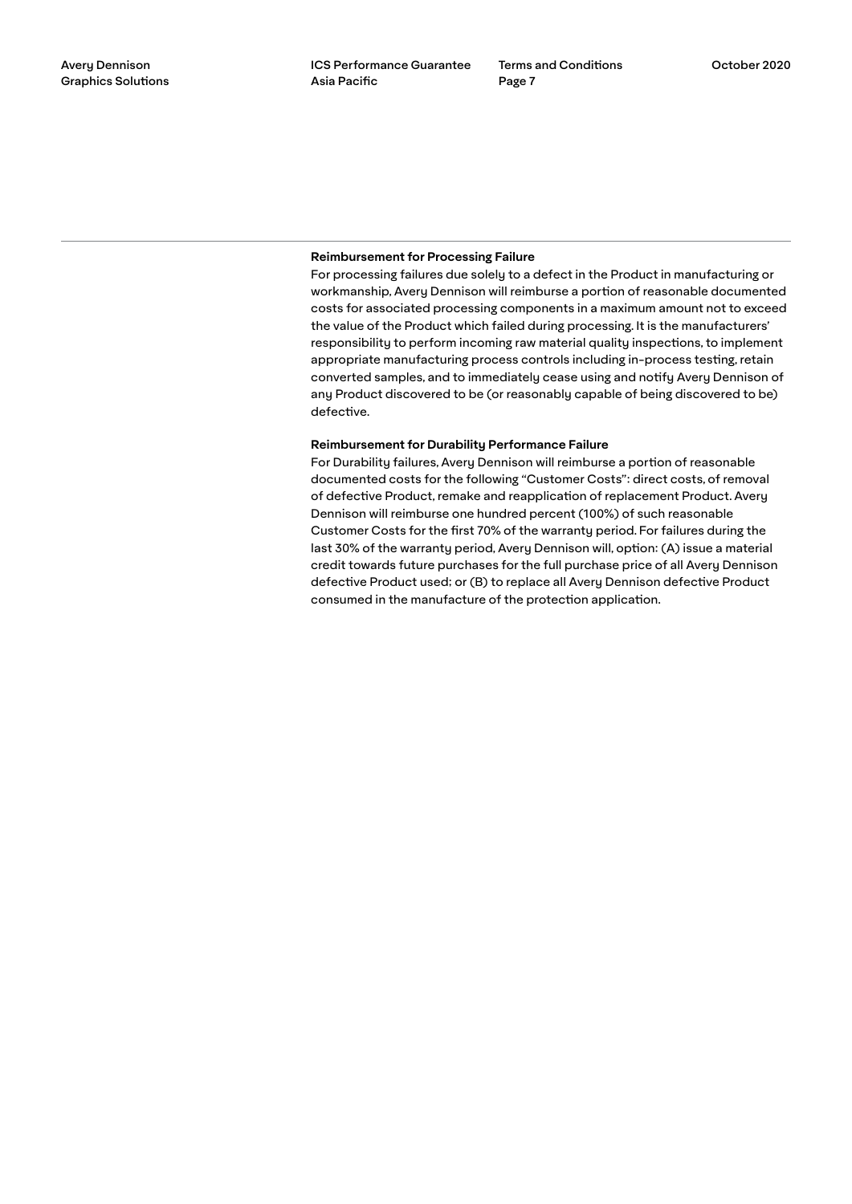### Reimbursement for Processing Failure

For processing failures due solely to a defect in the Product in manufacturing or workmanship, Avery Dennison will reimburse a portion of reasonable documented costs for associated processing components in a maximum amount not to exceed the value of the Product which failed during processing. It is the manufacturers' responsibility to perform incoming raw material quality inspections, to implement appropriate manufacturing process controls including in-process testing, retain converted samples, and to immediately cease using and notify Avery Dennison of any Product discovered to be (or reasonably capable of being discovered to be) defective.

### Reimbursement for Durability Performance Failure

For Durability failures, Avery Dennison will reimburse a portion of reasonable documented costs for the following "Customer Costs": direct costs, of removal of defective Product, remake and reapplication of replacement Product. Avery Dennison will reimburse one hundred percent (100%) of such reasonable Customer Costs for the first 70% of the warranty period. For failures during the last 30% of the warranty period, Avery Dennison will, option: (A) issue a material credit towards future purchases for the full purchase price of all Avery Dennison defective Product used; or (B) to replace all Avery Dennison defective Product consumed in the manufacture of the protection application.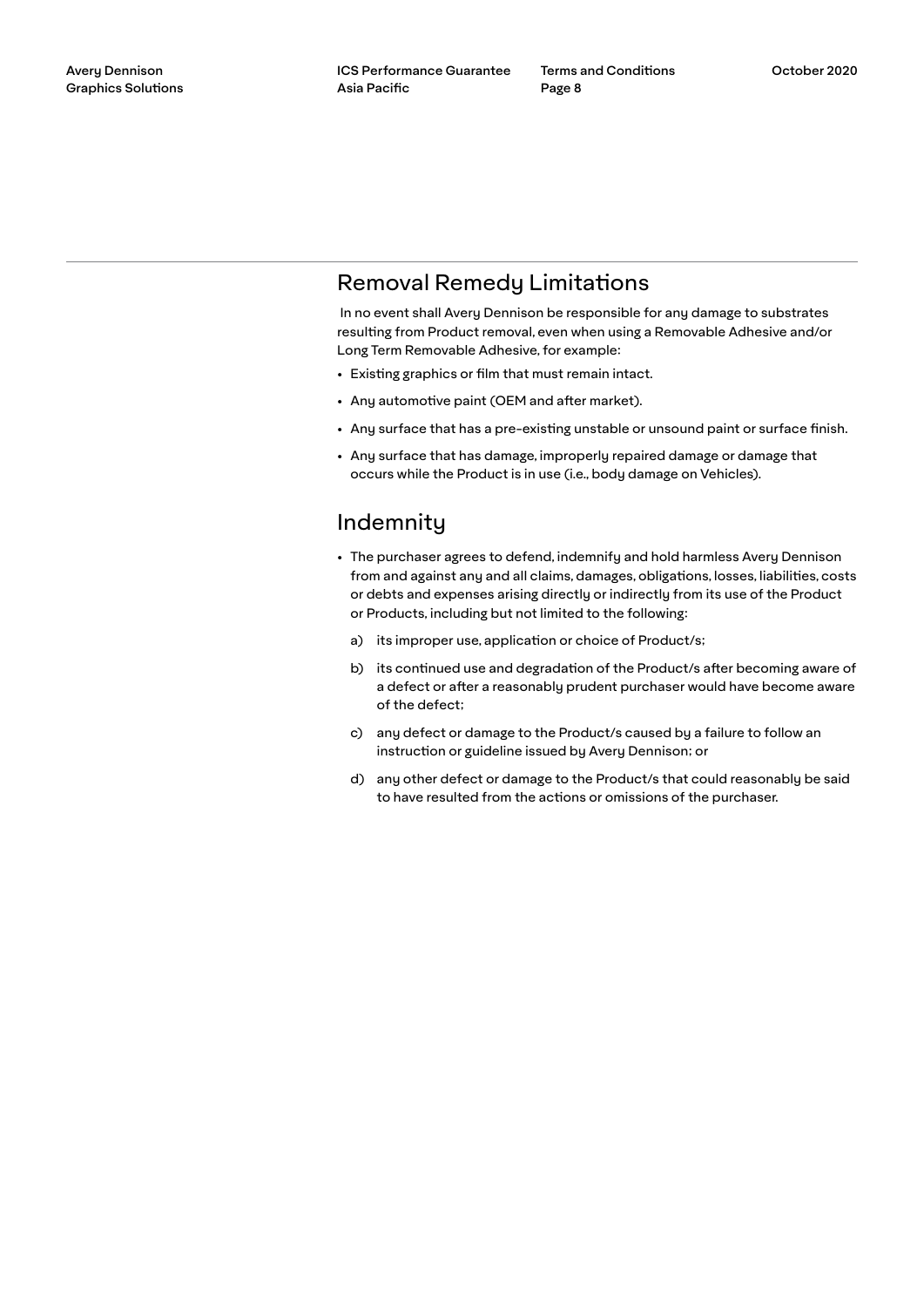## Removal Remedy Limitations

In no event shall Avery Dennison be responsible for any damage to substrates resulting from Product removal, even when using a Removable Adhesive and/or Long Term Removable Adhesive, for example:

- Existing graphics or film that must remain intact.
- Any automotive paint (OEM and after market).
- Any surface that has a pre-existing unstable or unsound paint or surface finish.
- Any surface that has damage, improperly repaired damage or damage that occurs while the Product is in use (i.e., body damage on Vehicles).

## Indemnity

- The purchaser agrees to defend, indemnify and hold harmless Avery Dennison from and against any and all claims, damages, obligations, losses, liabilities, costs or debts and expenses arising directly or indirectly from its use of the Product or Products, including but not limited to the following:
  a) its improper use, application or choice of Product/s;
  b) its continued use and degradation of the Product/s after becoming aware of a defect or after a reasonably prudent purchaser would have become aware of the defect;
  c) any defect or damage to the Product/s caused by a failure to follow an instruction or guideline issued by Avery Dennison; or
  d) any other defect or damage to the Product/s that could reasonably be said to have resulted from the actions or omissions of the purchaser.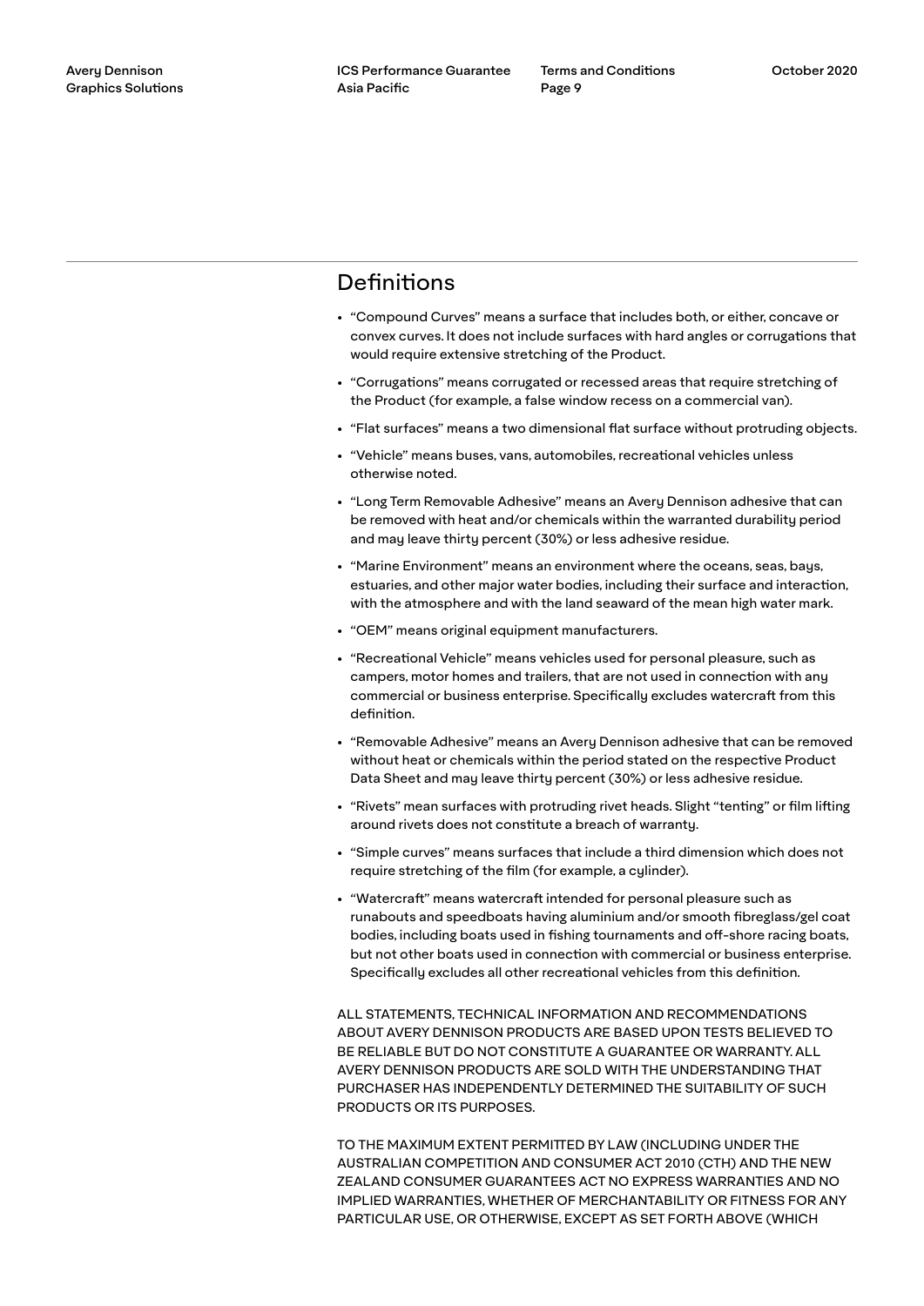## Definitions

- "Compound Curves" means a surface that includes both, or either, concave or convex curves. It does not include surfaces with hard angles or corrugations that would require extensive stretching of the Product.
- "Corrugations" means corrugated or recessed areas that require stretching of the Product (for example, a false window recess on a commercial van).
- "Flat surfaces" means a two dimensional flat surface without protruding objects.
- "Vehicle" means buses, vans, automobiles, recreational vehicles unless otherwise noted.
- "Long Term Removable Adhesive" means an Avery Dennison adhesive that can be removed with heat and/or chemicals within the warranted durability period and may leave thirty percent (30%) or less adhesive residue.
- "Marine Environment" means an environment where the oceans, seas, bays, estuaries, and other major water bodies, including their surface and interaction, with the atmosphere and with the land seaward of the mean high water mark.
- "OEM" means original equipment manufacturers.
- "Recreational Vehicle" means vehicles used for personal pleasure, such as campers, motor homes and trailers, that are not used in connection with any commercial or business enterprise. Specifically excludes watercraft from this definition.
- "Removable Adhesive" means an Avery Dennison adhesive that can be removed without heat or chemicals within the period stated on the respective Product Data Sheet and may leave thirty percent (30%) or less adhesive residue.
- "Rivets" mean surfaces with protruding rivet heads. Slight "tenting" or film lifting around rivets does not constitute a breach of warranty.
- "Simple curves" means surfaces that include a third dimension which does not require stretching of the film (for example, a cylinder).
- "Watercraft" means watercraft intended for personal pleasure such as runabouts and speedboats having aluminium and/or smooth fibreglass/gel coat bodies, including boats used in fishing tournaments and off-shore racing boats, but not other boats used in connection with commercial or business enterprise. Specifically excludes all other recreational vehicles from this definition.

ALL STATEMENTS, TECHNICAL INFORMATION AND RECOMMENDATIONS ABOUT AVERY DENNISON PRODUCTS ARE BASED UPON TESTS BELIEVED TO BE RELIABLE BUT DO NOT CONSTITUTE A GUARANTEE OR WARRANTY. ALL AVERY DENNISON PRODUCTS ARE SOLD WITH THE UNDERSTANDING THAT PURCHASER HAS INDEPENDENTLY DETERMINED THE SUITABILITY OF SUCH PRODUCTS OR ITS PURPOSES.

TO THE MAXIMUM EXTENT PERMITTED BY LAW (INCLUDING UNDER THE AUSTRALIAN COMPETITION AND CONSUMER ACT 2010 (CTH) AND THE NEW ZEALAND CONSUMER GUARANTEES ACT NO EXPRESS WARRANTIES AND NO IMPLIED WARRANTIES, WHETHER OF MERCHANTABILITY OR FITNESS FOR ANY PARTICULAR USE, OR OTHERWISE, EXCEPT AS SET FORTH ABOVE (WHICH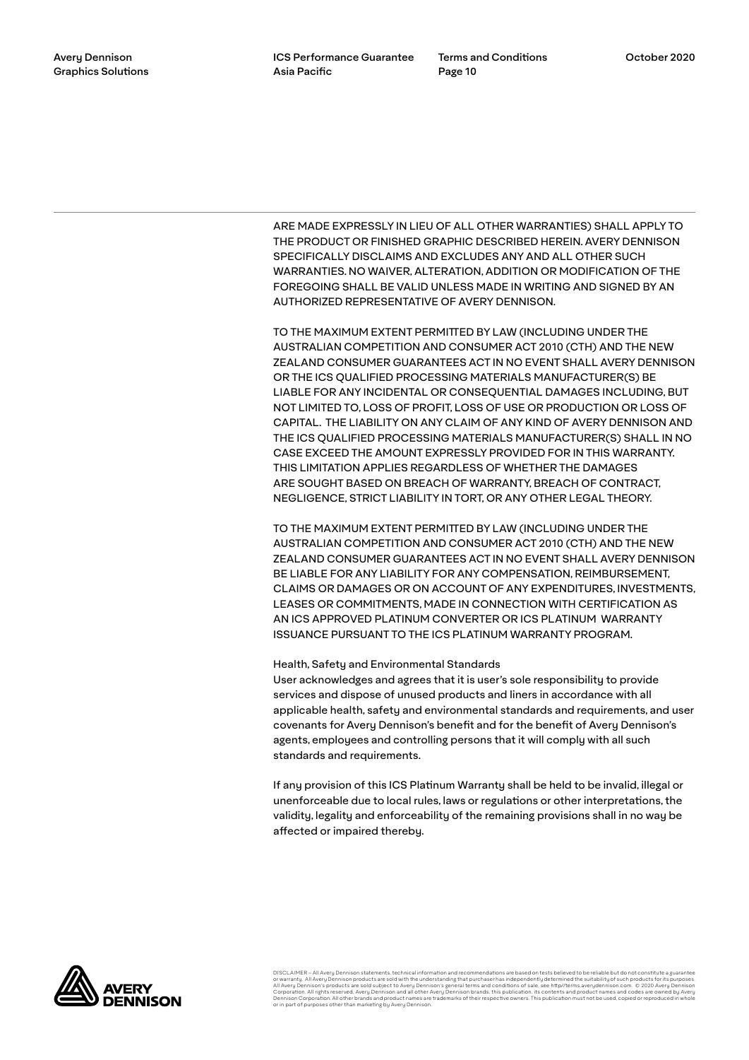ARE MADE EXPRESSLY IN LIEU OF ALL OTHER WARRANTIES) SHALL APPLY TO THE PRODUCT OR FINISHED GRAPHIC DESCRIBED HEREIN. AVERY DENNISON SPECIFICALLY DISCLAIMS AND EXCLUDES ANY AND ALL OTHER SUCH WARRANTIES. NO WAIVER, ALTERATION, ADDITION OR MODIFICATION OF THE FOREGOING SHALL BE VALID UNLESS MADE IN WRITING AND SIGNED BY AN AUTHORIZED REPRESENTATIVE OF AVERY DENNISON.

TO THE MAXIMUM EXTENT PERMITTED BY LAW (INCLUDING UNDER THE AUSTRALIAN COMPETITION AND CONSUMER ACT 2010 (CTH) AND THE NEW ZEALAND CONSUMER GUARANTEES ACT IN NO EVENT SHALL AVERY DENNISON OR THE ICS QUALIFIED PROCESSING MATERIALS MANUFACTURER(S) BE LIABLE FOR ANY INCIDENTAL OR CONSEQUENTIAL DAMAGES INCLUDING, BUT NOT LIMITED TO, LOSS OF PROFIT, LOSS OF USE OR PRODUCTION OR LOSS OF CAPITAL. THE LIABILITY ON ANY CLAIM OF ANY KIND OF AVERY DENNISON AND THE ICS QUALIFIED PROCESSING MATERIALS MANUFACTURER(S) SHALL IN NO CASE EXCEED THE AMOUNT EXPRESSLY PROVIDED FOR IN THIS WARRANTY. THIS LIMITATION APPLIES REGARDLESS OF WHETHER THE DAMAGES ARE SOUGHT BASED ON BREACH OF WARRANTY, BREACH OF CONTRACT, NEGLIGENCE, STRICT LIABILITY IN TORT, OR ANY OTHER LEGAL THEORY.

TO THE MAXIMUM EXTENT PERMITTED BY LAW (INCLUDING UNDER THE AUSTRALIAN COMPETITION AND CONSUMER ACT 2010 (CTH) AND THE NEW ZEALAND CONSUMER GUARANTEES ACT IN NO EVENT SHALL AVERY DENNISON BE LIABLE FOR ANY LIABILITY FOR ANY COMPENSATION, REIMBURSEMENT, CLAIMS OR DAMAGES OR ON ACCOUNT OF ANY EXPENDITURES, INVESTMENTS, LEASES OR COMMITMENTS, MADE IN CONNECTION WITH CERTIFICATION AS AN ICS APPROVED PLATINUM CONVERTER OR ICS PLATINUM WARRANTY ISSUANCE PURSUANT TO THE ICS PLATINUM WARRANTY PROGRAM.

Health, Safety and Environmental Standards
User acknowledges and agrees that it is user's sole responsibility to provide services and dispose of unused products and liners in accordance with all applicable health, safety and environmental standards and requirements, and user covenants for Avery Dennison's benefit and for the benefit of Avery Dennison's agents, employees and controlling persons that it will comply with all such standards and requirements.

If any provision of this ICS Platinum Warranty shall be held to be invalid, illegal or unenforceable due to local rules, laws or regulations or other interpretations, the validity, legality and enforceability of the remaining provisions shall in no way be affected or impaired thereby.

DISCLAIMER – All Avery Dennison statements, technical information and recommendations are based on tests believed to be reliable but do not constitute a guarantee or warranty. All Avery Dennison products are sold with the understanding that purchaser has independently determined the suitability of such products for its purposes. All Avery Dennison's products are sold subject to Avery Dennison's general terms and conditions of sale, see http//terms.averydennison.com. © 2020 Avery Dennison Corporation. All rights reserved. Avery Dennison and all other Avery Dennison brands, this publication, its contents and product names and codes are owned by Avery Dennison Corporation. All other brands and product names are trademarks of their respective owners. This publication must not be used, copied or reproduced in whole or in part of purposes other than marketing by Avery Dennison.